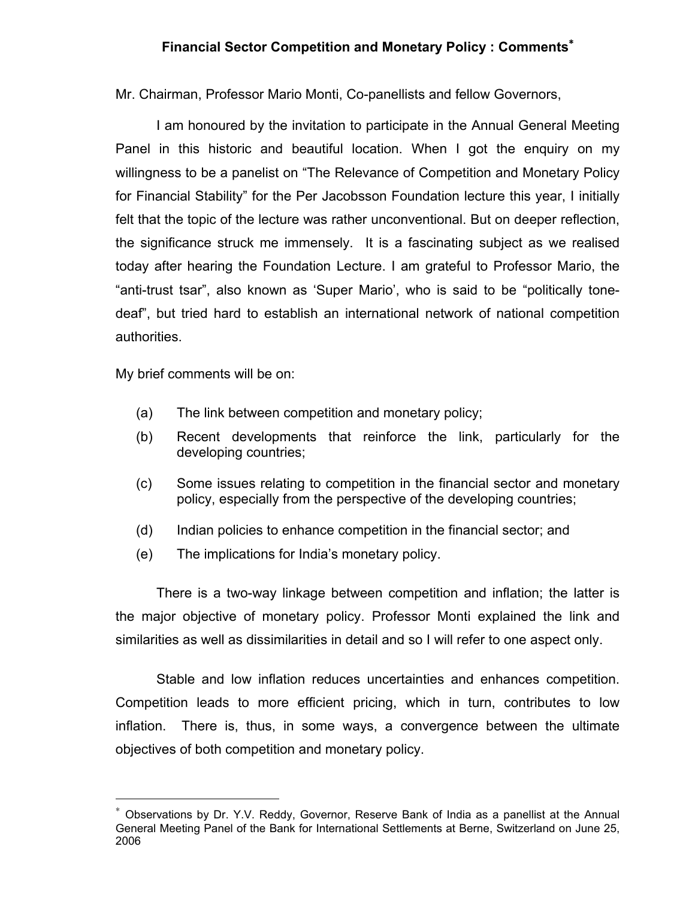# Financial Sector Competition and Monetary Policy : Comments[*]

Mr. Chairman, Professor Mario Monti, Co-panellists and fellow Governors,

I am honoured by the invitation to participate in the Annual General Meeting Panel in this historic and beautiful location. When I got the enquiry on my willingness to be a panelist on "The Relevance of Competition and Monetary Policy for Financial Stability" for the Per Jacobsson Foundation lecture this year, I initially felt that the topic of the lecture was rather unconventional. But on deeper reflection, the significance struck me immensely. It is a fascinating subject as we realised today after hearing the Foundation Lecture. I am grateful to Professor Mario, the "anti-trust tsar", also known as 'Super Mario', who is said to be "politically tone-deaf", but tried hard to establish an international network of national competition authorities.

My brief comments will be on:

(a) The link between competition and monetary policy;

(b) Recent developments that reinforce the link, particularly for the developing countries;

(c) Some issues relating to competition in the financial sector and monetary policy, especially from the perspective of the developing countries;

(d) Indian policies to enhance competition in the financial sector; and

(e) The implications for India's monetary policy.

There is a two-way linkage between competition and inflation; the latter is the major objective of monetary policy. Professor Monti explained the link and similarities as well as dissimilarities in detail and so I will refer to one aspect only.

Stable and low inflation reduces uncertainties and enhances competition. Competition leads to more efficient pricing, which in turn, contributes to low inflation. There is, thus, in some ways, a convergence between the ultimate objectives of both competition and monetary policy.

---

[*] Observations by Dr. Y.V. Reddy, Governor, Reserve Bank of India as a panellist at the Annual General Meeting Panel of the Bank for International Settlements at Berne, Switzerland on June 25, 2006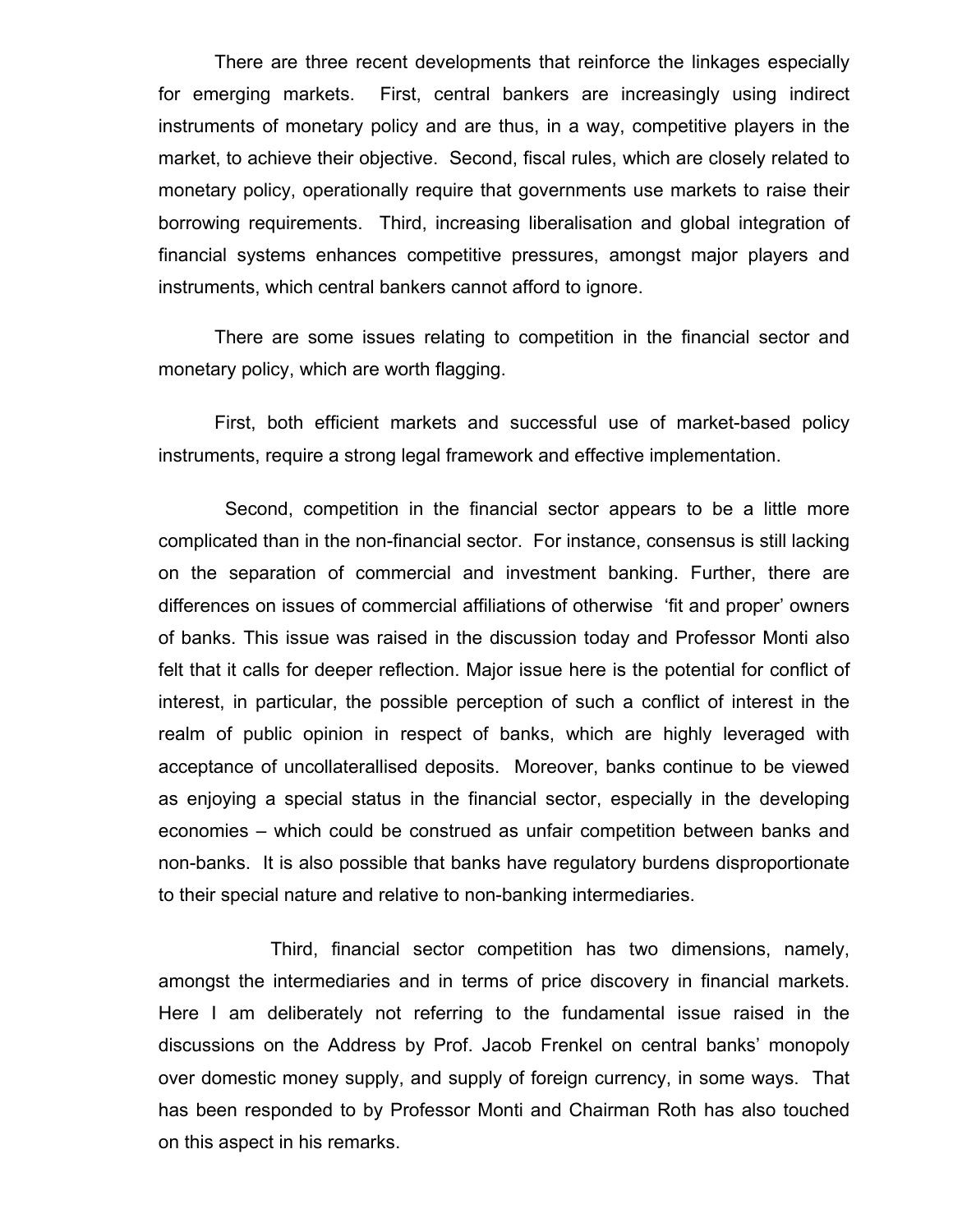There are three recent developments that reinforce the linkages especially for emerging markets. First, central bankers are increasingly using indirect instruments of monetary policy and are thus, in a way, competitive players in the market, to achieve their objective. Second, fiscal rules, which are closely related to monetary policy, operationally require that governments use markets to raise their borrowing requirements. Third, increasing liberalisation and global integration of financial systems enhances competitive pressures, amongst major players and instruments, which central bankers cannot afford to ignore.

There are some issues relating to competition in the financial sector and monetary policy, which are worth flagging.

First, both efficient markets and successful use of market-based policy instruments, require a strong legal framework and effective implementation.

Second, competition in the financial sector appears to be a little more complicated than in the non-financial sector. For instance, consensus is still lacking on the separation of commercial and investment banking. Further, there are differences on issues of commercial affiliations of otherwise 'fit and proper' owners of banks. This issue was raised in the discussion today and Professor Monti also felt that it calls for deeper reflection. Major issue here is the potential for conflict of interest, in particular, the possible perception of such a conflict of interest in the realm of public opinion in respect of banks, which are highly leveraged with acceptance of uncollaterallised deposits. Moreover, banks continue to be viewed as enjoying a special status in the financial sector, especially in the developing economies – which could be construed as unfair competition between banks and non-banks. It is also possible that banks have regulatory burdens disproportionate to their special nature and relative to non-banking intermediaries.

Third, financial sector competition has two dimensions, namely, amongst the intermediaries and in terms of price discovery in financial markets. Here I am deliberately not referring to the fundamental issue raised in the discussions on the Address by Prof. Jacob Frenkel on central banks' monopoly over domestic money supply, and supply of foreign currency, in some ways. That has been responded to by Professor Monti and Chairman Roth has also touched on this aspect in his remarks.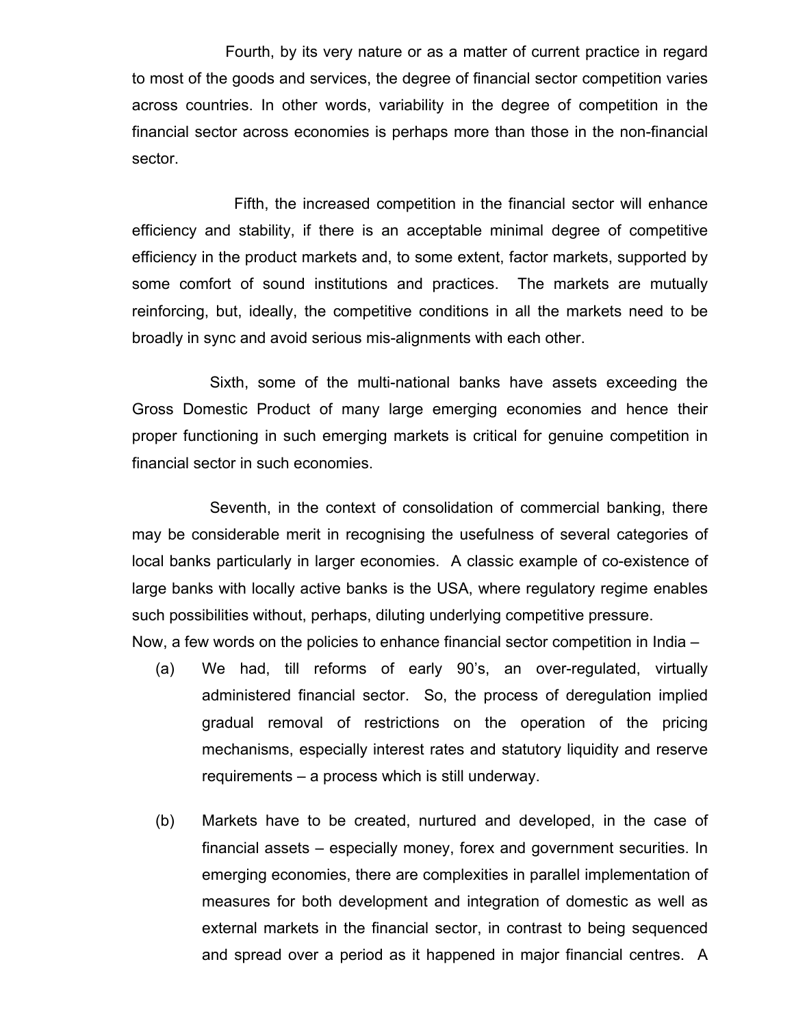Fourth, by its very nature or as a matter of current practice in regard to most of the goods and services, the degree of financial sector competition varies across countries. In other words, variability in the degree of competition in the financial sector across economies is perhaps more than those in the non-financial sector.

Fifth, the increased competition in the financial sector will enhance efficiency and stability, if there is an acceptable minimal degree of competitive efficiency in the product markets and, to some extent, factor markets, supported by some comfort of sound institutions and practices. The markets are mutually reinforcing, but, ideally, the competitive conditions in all the markets need to be broadly in sync and avoid serious mis-alignments with each other.

Sixth, some of the multi-national banks have assets exceeding the Gross Domestic Product of many large emerging economies and hence their proper functioning in such emerging markets is critical for genuine competition in financial sector in such economies.

Seventh, in the context of consolidation of commercial banking, there may be considerable merit in recognising the usefulness of several categories of local banks particularly in larger economies. A classic example of co-existence of large banks with locally active banks is the USA, where regulatory regime enables such possibilities without, perhaps, diluting underlying competitive pressure.

Now, a few words on the policies to enhance financial sector competition in India –

(a) We had, till reforms of early 90's, an over-regulated, virtually administered financial sector. So, the process of deregulation implied gradual removal of restrictions on the operation of the pricing mechanisms, especially interest rates and statutory liquidity and reserve requirements – a process which is still underway.

(b) Markets have to be created, nurtured and developed, in the case of financial assets – especially money, forex and government securities. In emerging economies, there are complexities in parallel implementation of measures for both development and integration of domestic as well as external markets in the financial sector, in contrast to being sequenced and spread over a period as it happened in major financial centres. A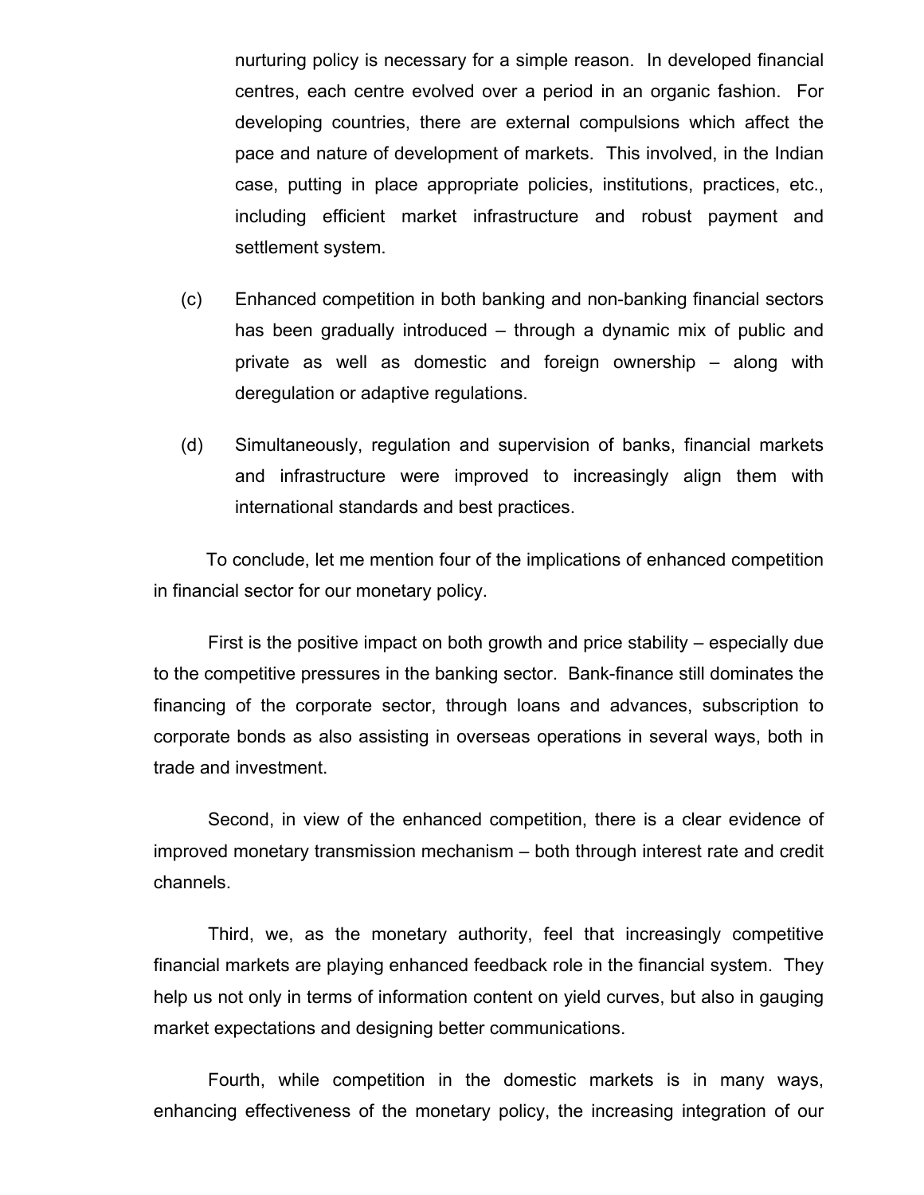nurturing policy is necessary for a simple reason. In developed financial centres, each centre evolved over a period in an organic fashion. For developing countries, there are external compulsions which affect the pace and nature of development of markets. This involved, in the Indian case, putting in place appropriate policies, institutions, practices, etc., including efficient market infrastructure and robust payment and settlement system.

(c) Enhanced competition in both banking and non-banking financial sectors has been gradually introduced – through a dynamic mix of public and private as well as domestic and foreign ownership – along with deregulation or adaptive regulations.

(d) Simultaneously, regulation and supervision of banks, financial markets and infrastructure were improved to increasingly align them with international standards and best practices.

To conclude, let me mention four of the implications of enhanced competition in financial sector for our monetary policy.

First is the positive impact on both growth and price stability – especially due to the competitive pressures in the banking sector. Bank-finance still dominates the financing of the corporate sector, through loans and advances, subscription to corporate bonds as also assisting in overseas operations in several ways, both in trade and investment.

Second, in view of the enhanced competition, there is a clear evidence of improved monetary transmission mechanism – both through interest rate and credit channels.

Third, we, as the monetary authority, feel that increasingly competitive financial markets are playing enhanced feedback role in the financial system. They help us not only in terms of information content on yield curves, but also in gauging market expectations and designing better communications.

Fourth, while competition in the domestic markets is in many ways, enhancing effectiveness of the monetary policy, the increasing integration of our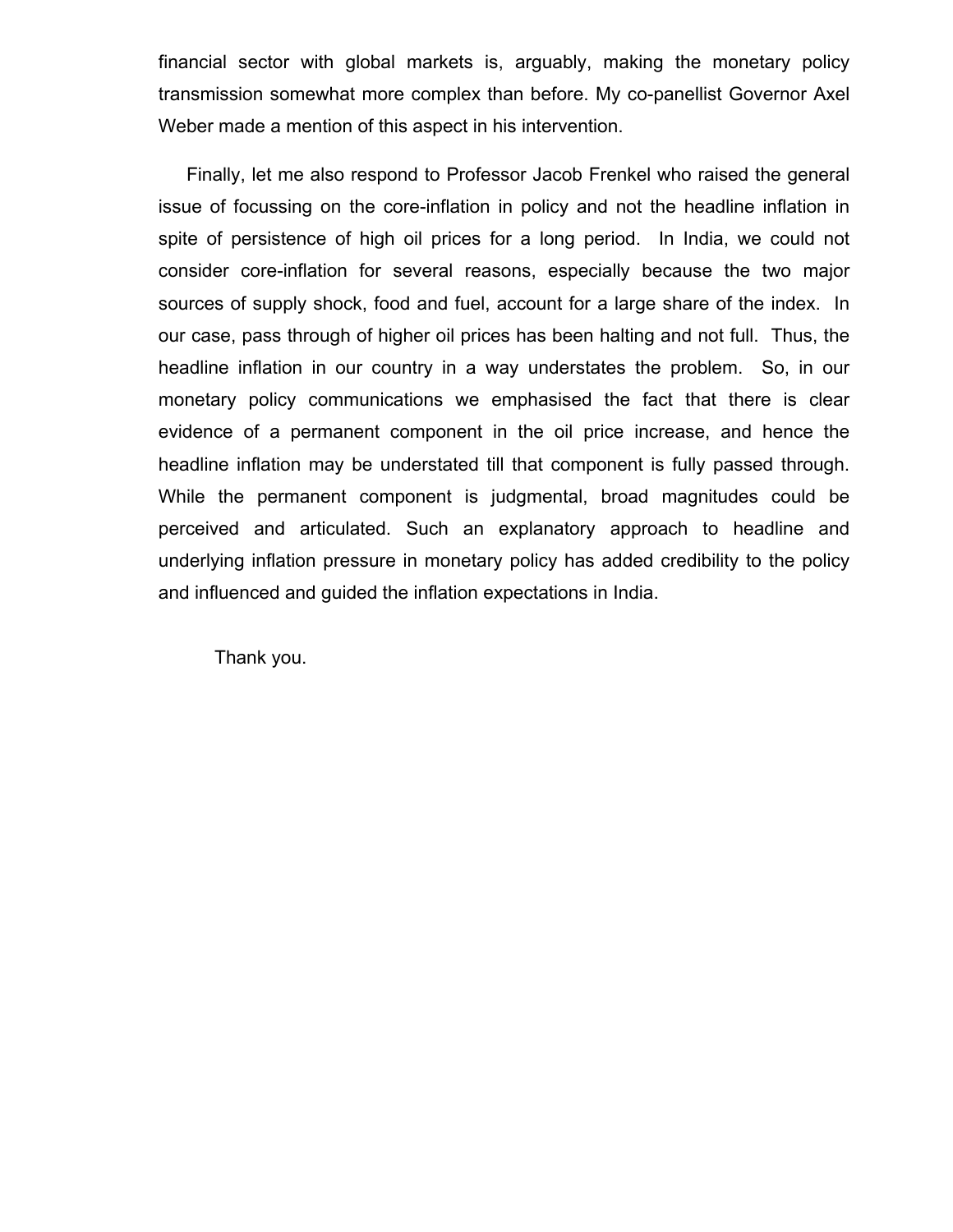financial sector with global markets is, arguably, making the monetary policy transmission somewhat more complex than before. My co-panellist Governor Axel Weber made a mention of this aspect in his intervention.

Finally, let me also respond to Professor Jacob Frenkel who raised the general issue of focussing on the core-inflation in policy and not the headline inflation in spite of persistence of high oil prices for a long period. In India, we could not consider core-inflation for several reasons, especially because the two major sources of supply shock, food and fuel, account for a large share of the index. In our case, pass through of higher oil prices has been halting and not full. Thus, the headline inflation in our country in a way understates the problem. So, in our monetary policy communications we emphasised the fact that there is clear evidence of a permanent component in the oil price increase, and hence the headline inflation may be understated till that component is fully passed through. While the permanent component is judgmental, broad magnitudes could be perceived and articulated. Such an explanatory approach to headline and underlying inflation pressure in monetary policy has added credibility to the policy and influenced and guided the inflation expectations in India.

Thank you.